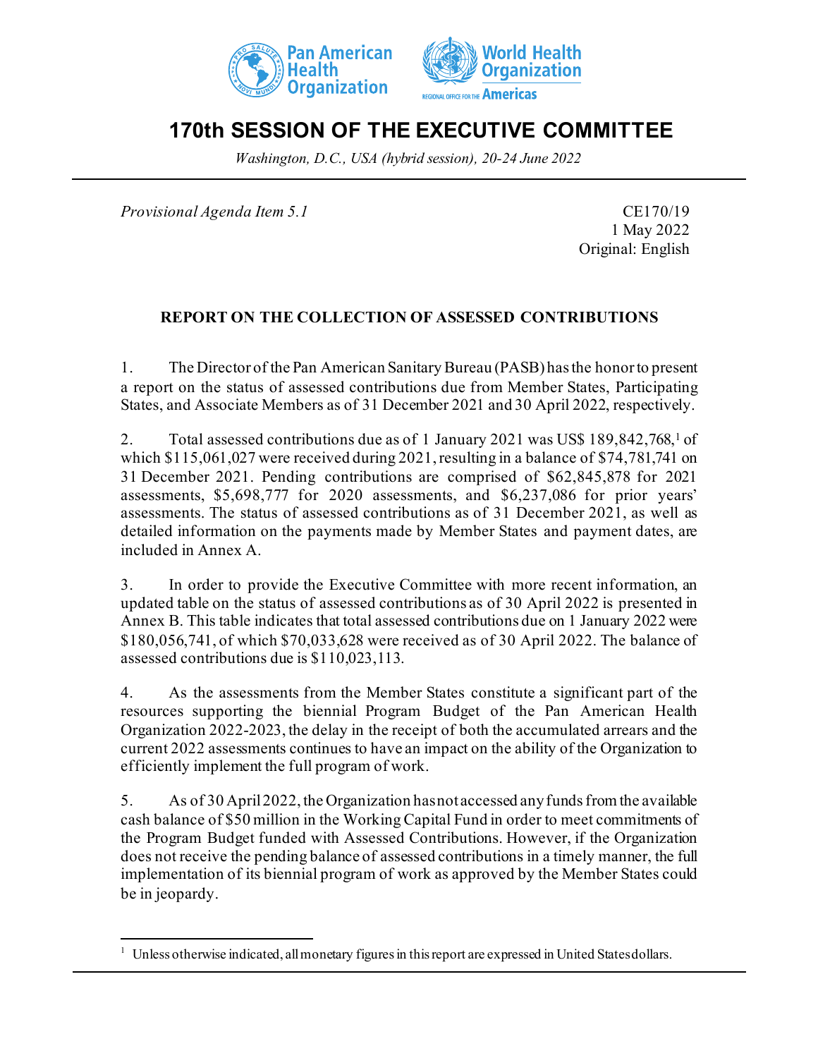# 170th SESSION OF THE EXECUTIVE COMMITTEE

*Washington, D.C., USA (hybrid session), 20-24 June 2022*

*Provisional Agenda Item 5.1*

CE170/19
1 May 2022
Original: English

## REPORT ON THE COLLECTION OF ASSESSED CONTRIBUTIONS

1. The Director of the Pan American Sanitary Bureau (PASB) has the honor to present a report on the status of assessed contributions due from Member States, Participating States, and Associate Members as of 31 December 2021 and 30 April 2022, respectively.

2. Total assessed contributions due as of 1 January 2021 was US$ 189,842,768,[1] of which $115,061,027 were received during 2021, resulting in a balance of $74,781,741 on 31 December 2021. Pending contributions are comprised of $62,845,878 for 2021 assessments, $5,698,777 for 2020 assessments, and $6,237,086 for prior years' assessments. The status of assessed contributions as of 31 December 2021, as well as detailed information on the payments made by Member States and payment dates, are included in Annex A.

3. In order to provide the Executive Committee with more recent information, an updated table on the status of assessed contributions as of 30 April 2022 is presented in Annex B. This table indicates that total assessed contributions due on 1 January 2022 were $180,056,741, of which $70,033,628 were received as of 30 April 2022. The balance of assessed contributions due is $110,023,113.

4. As the assessments from the Member States constitute a significant part of the resources supporting the biennial Program Budget of the Pan American Health Organization 2022-2023, the delay in the receipt of both the accumulated arrears and the current 2022 assessments continues to have an impact on the ability of the Organization to efficiently implement the full program of work.

5. As of 30 April 2022, the Organization has not accessed any funds from the available cash balance of $50 million in the Working Capital Fund in order to meet commitments of the Program Budget funded with Assessed Contributions. However, if the Organization does not receive the pending balance of assessed contributions in a timely manner, the full implementation of its biennial program of work as approved by the Member States could be in jeopardy.

---

[1] Unless otherwise indicated, all monetary figures in this report are expressed in United States dollars.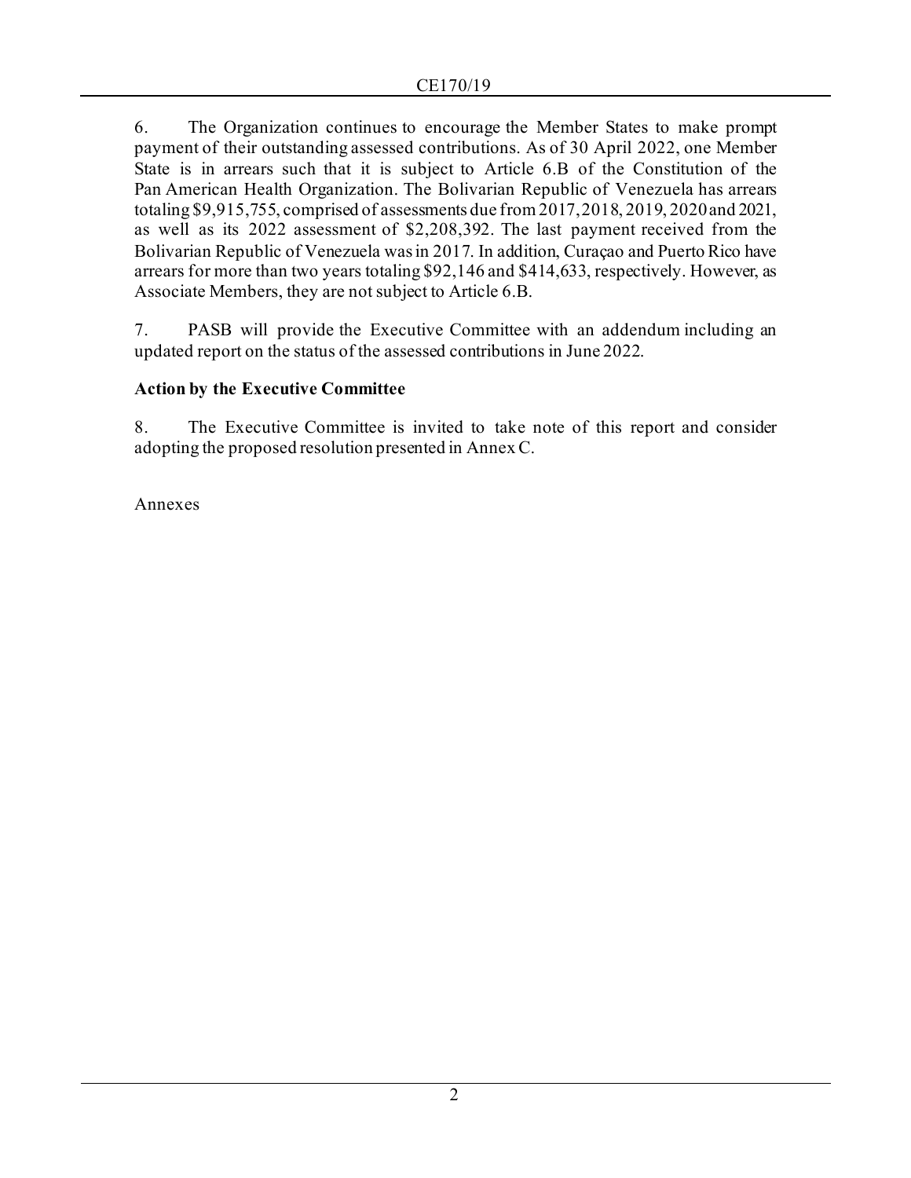6. The Organization continues to encourage the Member States to make prompt payment of their outstanding assessed contributions. As of 30 April 2022, one Member State is in arrears such that it is subject to Article 6.B of the Constitution of the Pan American Health Organization. The Bolivarian Republic of Venezuela has arrears totaling $9,915,755, comprised of assessments due from 2017, 2018, 2019, 2020 and 2021, as well as its 2022 assessment of $2,208,392. The last payment received from the Bolivarian Republic of Venezuela was in 2017. In addition, Curaçao and Puerto Rico have arrears for more than two years totaling $92,146 and $414,633, respectively. However, as Associate Members, they are not subject to Article 6.B.

7. PASB will provide the Executive Committee with an addendum including an updated report on the status of the assessed contributions in June 2022.

**Action by the Executive Committee**

8. The Executive Committee is invited to take note of this report and consider adopting the proposed resolution presented in Annex C.

Annexes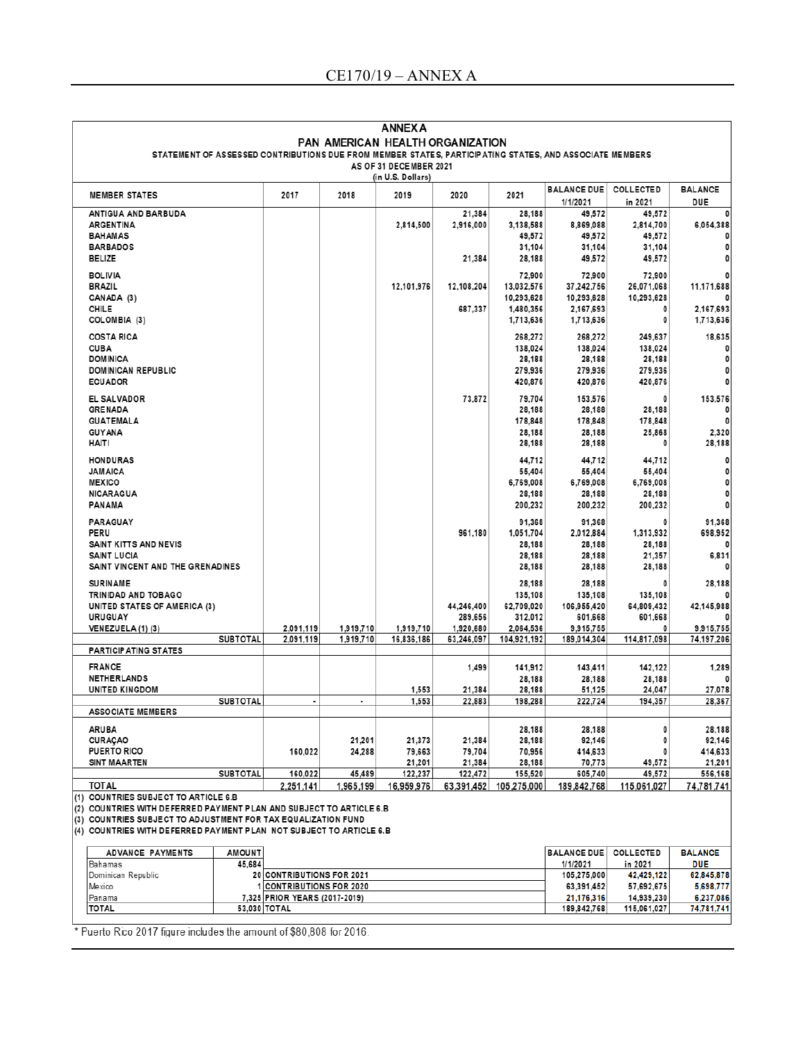# ANNEX A

## PAN AMERICAN HEALTH ORGANIZATION

### STATEMENT OF ASSESSED CONTRIBUTIONS DUE FROM MEMBER STATES, PARTICIPATING STATES, AND ASSOCIATE MEMBERS

**AS OF 31 DECEMBER 2021**

(in U.S. Dollars)

| MEMBER STATES | 2017 | 2018 | 2019 | 2020 | 2021 | BALANCE DUE 1/1/2021 | COLLECTED in 2021 | BALANCE DUE |
|---|---|---|---|---|---|---|---|---|
| ANTIGUA AND BARBUDA | | | | 21,384 | 28,188 | 49,572 | 49,572 | 0 |
| ARGENTINA | | | 2,814,500 | 2,916,000 | 3,138,588 | 8,869,088 | 2,814,700 | 6,054,388 |
| BAHAMAS | | | | | 49,572 | 49,572 | 49,572 | 0 |
| BARBADOS | | | | | 31,104 | 31,104 | 31,104 | 0 |
| BELIZE | | | | 21,384 | 28,188 | 49,572 | 49,572 | 0 |
| BOLIVIA | | | | | 72,900 | 72,900 | 72,900 | 0 |
| BRAZIL | | | 12,101,976 | 12,108,204 | 13,032,576 | 37,242,756 | 26,071,068 | 11,171,688 |
| CANADA (3) | | | | | 10,293,628 | 10,293,628 | 10,293,628 | 0 |
| CHILE | | | | 687,337 | 1,480,356 | 2,167,693 | 0 | 2,167,693 |
| COLOMBIA (3) | | | | | 1,713,636 | 1,713,636 | 0 | 1,713,636 |
| COSTA RICA | | | | | 268,272 | 268,272 | 249,637 | 18,635 |
| CUBA | | | | | 138,024 | 138,024 | 138,024 | 0 |
| DOMINICA | | | | | 28,188 | 28,188 | 28,188 | 0 |
| DOMINICAN REPUBLIC | | | | | 279,936 | 279,936 | 279,936 | 0 |
| ECUADOR | | | | | 420,876 | 420,876 | 420,876 | 0 |
| EL SALVADOR | | | | 73,872 | 79,704 | 153,576 | 0 | 153,576 |
| GRENADA | | | | | 28,188 | 28,188 | 28,188 | 0 |
| GUATEMALA | | | | | 178,848 | 178,848 | 178,848 | 0 |
| GUYANA | | | | | 28,188 | 28,188 | 25,868 | 2,320 |
| HAITI | | | | | 28,188 | 28,188 | 0 | 28,188 |
| HONDURAS | | | | | 44,712 | 44,712 | 44,712 | 0 |
| JAMAICA | | | | | 55,404 | 55,404 | 55,404 | 0 |
| MEXICO | | | | | 6,769,008 | 6,769,008 | 6,769,008 | 0 |
| NICARAGUA | | | | | 28,188 | 28,188 | 28,188 | 0 |
| PANAMA | | | | | 200,232 | 200,232 | 200,232 | 0 |
| PARAGUAY | | | | | 91,368 | 91,368 | 0 | 91,368 |
| PERU | | | | 961,180 | 1,051,704 | 2,012,884 | 1,313,932 | 698,952 |
| SAINT KITTS AND NEVIS | | | | | 28,188 | 28,188 | 28,188 | 0 |
| SAINT LUCIA | | | | | 28,188 | 28,188 | 21,357 | 6,831 |
| SAINT VINCENT AND THE GRENADINES | | | | | 28,188 | 28,188 | 28,188 | 0 |
| SURINAME | | | | | 28,188 | 28,188 | 0 | 28,188 |
| TRINIDAD AND TOBAGO | | | | | 135,108 | 135,108 | 135,108 | 0 |
| UNITED STATES OF AMERICA (3) | | | | 44,246,400 | 62,709,020 | 106,955,420 | 64,809,432 | 42,145,988 |
| URUGUAY | | | | 289,656 | 312,012 | 601,668 | 601,668 | 0 |
| VENEZUELA (1) (3) | 2,091,119 | 1,919,710 | 1,919,710 | 1,920,680 | 2,064,536 | 9,915,755 | 0 | 9,915,755 |
| SUBTOTAL | 2,091,119 | 1,919,710 | 16,836,186 | 63,246,097 | 104,921,192 | 189,014,304 | 114,817,098 | 74,197,206 |
| **PARTICIPATING STATES** | | | | | | | | |
| FRANCE | | | | 1,499 | 141,912 | 143,411 | 142,122 | 1,289 |
| NETHERLANDS | | | | | 28,188 | 28,188 | 28,188 | 0 |
| UNITED KINGDOM | | | 1,553 | 21,384 | 28,188 | 51,125 | 24,047 | 27,078 |
| SUBTOTAL | - | - | 1,553 | 22,883 | 198,288 | 222,724 | 194,357 | 28,367 |
| **ASSOCIATE MEMBERS** | | | | | | | | |
| ARUBA | | | | | 28,188 | 28,188 | 0 | 28,188 |
| CURAÇAO | | 21,201 | 21,373 | 21,384 | 28,188 | 92,146 | 0 | 92,146 |
| PUERTO RICO | 160,022 | 24,288 | 79,663 | 79,704 | 70,956 | 414,633 | 0 | 414,633 |
| SINT MAARTEN | | | 21,201 | 21,384 | 28,188 | 70,773 | 49,572 | 21,201 |
| SUBTOTAL | 160,022 | 45,489 | 122,237 | 122,472 | 155,520 | 605,740 | 49,572 | 556,168 |
| **TOTAL** | 2,251,141 | 1,965,199 | 16,959,976 | 63,391,452 | 105,275,000 | 189,842,768 | 115,061,027 | 74,781,741 |

(1) COUNTRIES SUBJECT TO ARTICLE 6.B
(2) COUNTRIES WITH DEFERRED PAYMENT PLAN AND SUBJECT TO ARTICLE 6.B
(3) COUNTRIES SUBJECT TO ADJUSTMENT FOR TAX EQUALIZATION FUND
(4) COUNTRIES WITH DEFERRED PAYMENT PLAN NOT SUBJECT TO ARTICLE 6.B

| ADVANCE PAYMENTS | AMOUNT |
|---|---|
| Bahamas | 45,684 |
| Dominican Republic | 20 |
| Mexico | 1 |
| Panama | 7,325 |
| TOTAL | 53,030 |

| | BALANCE DUE 1/1/2021 | COLLECTED in 2021 | BALANCE DUE |
|---|---|---|---|
| CONTRIBUTIONS FOR 2021 | 105,275,000 | 42,429,122 | 62,845,878 |
| CONTRIBUTIONS FOR 2020 | 63,391,452 | 57,692,675 | 5,698,777 |
| PRIOR YEARS (2017-2019) | 21,176,316 | 14,939,230 | 6,237,086 |
| TOTAL | 189,842,768 | 115,061,027 | 74,781,741 |

\* Puerto Rico 2017 figure includes the amount of $80,808 for 2016.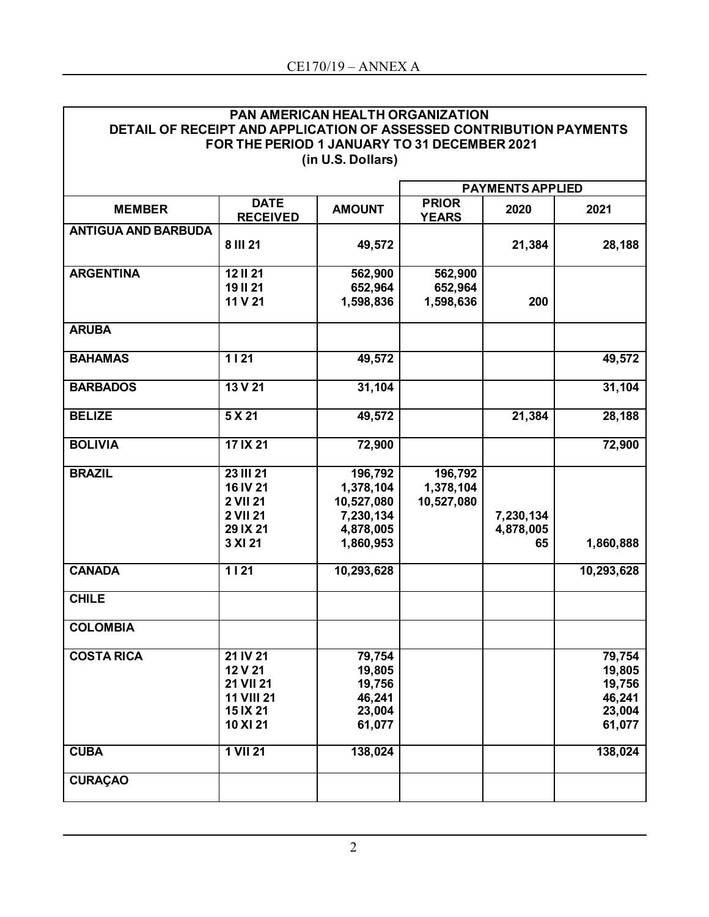| PAN AMERICAN HEALTH ORGANIZATION<br>DETAIL OF RECEIPT AND APPLICATION OF ASSESSED CONTRIBUTION PAYMENTS<br>FOR THE PERIOD 1 JANUARY TO 31 DECEMBER 2021<br>(in U.S. Dollars) | | | | | |
|---|---|---|---|---|---|
| | | | PAYMENTS APPLIED | | |
| **MEMBER** | **DATE RECEIVED** | **AMOUNT** | **PRIOR YEARS** | **2020** | **2021** |
| **ANTIGUA AND BARBUDA** | 8 III 21 | 49,572 | | 21,384 | 28,188 |
| **ARGENTINA** | 12 II 21 | 562,900 | 562,900 | | |
| | 19 II 21 | 652,964 | 652,964 | | |
| | 11 V 21 | 1,598,836 | 1,598,636 | 200 | |
| **ARUBA** | | | | | |
| **BAHAMAS** | 1 I 21 | 49,572 | | | 49,572 |
| **BARBADOS** | 13 V 21 | 31,104 | | | 31,104 |
| **BELIZE** | 5 X 21 | 49,572 | | 21,384 | 28,188 |
| **BOLIVIA** | 17 IX 21 | 72,900 | | | 72,900 |
| **BRAZIL** | 23 III 21 | 196,792 | 196,792 | | |
| | 16 IV 21 | 1,378,104 | 1,378,104 | | |
| | 2 VII 21 | 10,527,080 | 10,527,080 | | |
| | 2 VII 21 | 7,230,134 | | 7,230,134 | |
| | 29 IX 21 | 4,878,005 | | 4,878,005 | |
| | 3 XI 21 | 1,860,953 | | 65 | 1,860,888 |
| **CANADA** | 1 I 21 | 10,293,628 | | | 10,293,628 |
| **CHILE** | | | | | |
| **COLOMBIA** | | | | | |
| **COSTA RICA** | 21 IV 21 | 79,754 | | | 79,754 |
| | 12 V 21 | 19,805 | | | 19,805 |
| | 21 VII 21 | 19,756 | | | 19,756 |
| | 11 VIII 21 | 46,241 | | | 46,241 |
| | 15 IX 21 | 23,004 | | | 23,004 |
| | 10 XI 21 | 61,077 | | | 61,077 |
| **CUBA** | 1 VII 21 | 138,024 | | | 138,024 |
| **CURAÇAO** | | | | | |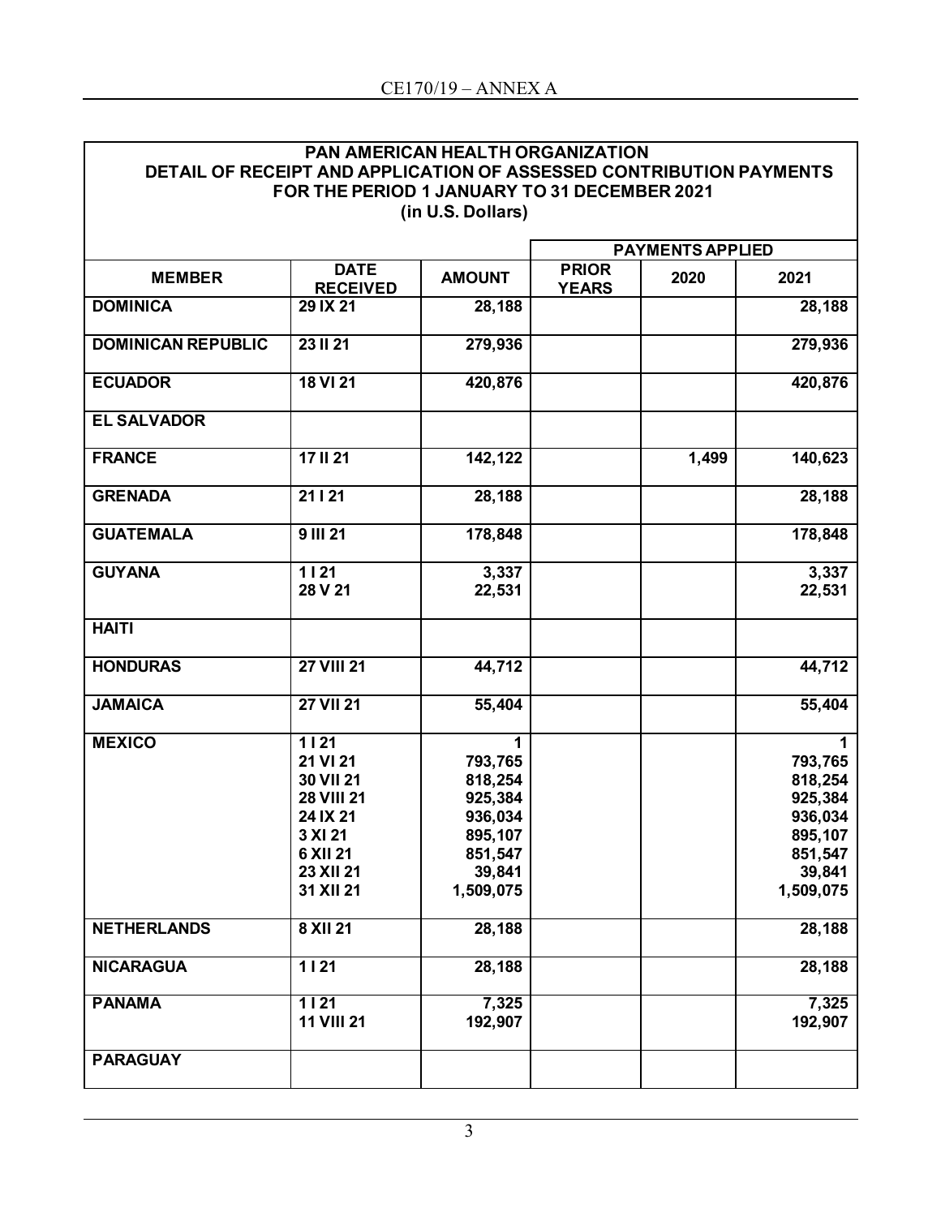**PAN AMERICAN HEALTH ORGANIZATION**
**DETAIL OF RECEIPT AND APPLICATION OF ASSESSED CONTRIBUTION PAYMENTS**
**FOR THE PERIOD 1 JANUARY TO 31 DECEMBER 2021**
**(in U.S. Dollars)**

| MEMBER | DATE RECEIVED | AMOUNT | PAYMENTS APPLIED | | |
|---|---|---|---|---|---|
| | | | PRIOR YEARS | 2020 | 2021 |
| DOMINICA | 29 IX 21 | 28,188 | | | 28,188 |
| DOMINICAN REPUBLIC | 23 II 21 | 279,936 | | | 279,936 |
| ECUADOR | 18 VI 21 | 420,876 | | | 420,876 |
| EL SALVADOR | | | | | |
| FRANCE | 17 II 21 | 142,122 | | 1,499 | 140,623 |
| GRENADA | 21 I 21 | 28,188 | | | 28,188 |
| GUATEMALA | 9 III 21 | 178,848 | | | 178,848 |
| GUYANA | 1 I 21 | 3,337 | | | 3,337 |
| | 28 V 21 | 22,531 | | | 22,531 |
| HAITI | | | | | |
| HONDURAS | 27 VIII 21 | 44,712 | | | 44,712 |
| JAMAICA | 27 VII 21 | 55,404 | | | 55,404 |
| MEXICO | 1 I 21 | 1 | | | 1 |
| | 21 VI 21 | 793,765 | | | 793,765 |
| | 30 VII 21 | 818,254 | | | 818,254 |
| | 28 VIII 21 | 925,384 | | | 925,384 |
| | 24 IX 21 | 936,034 | | | 936,034 |
| | 3 XI 21 | 895,107 | | | 895,107 |
| | 6 XII 21 | 851,547 | | | 851,547 |
| | 23 XII 21 | 39,841 | | | 39,841 |
| | 31 XII 21 | 1,509,075 | | | 1,509,075 |
| NETHERLANDS | 8 XII 21 | 28,188 | | | 28,188 |
| NICARAGUA | 1 I 21 | 28,188 | | | 28,188 |
| PANAMA | 1 I 21 | 7,325 | | | 7,325 |
| | 11 VIII 21 | 192,907 | | | 192,907 |
| PARAGUAY | | | | | |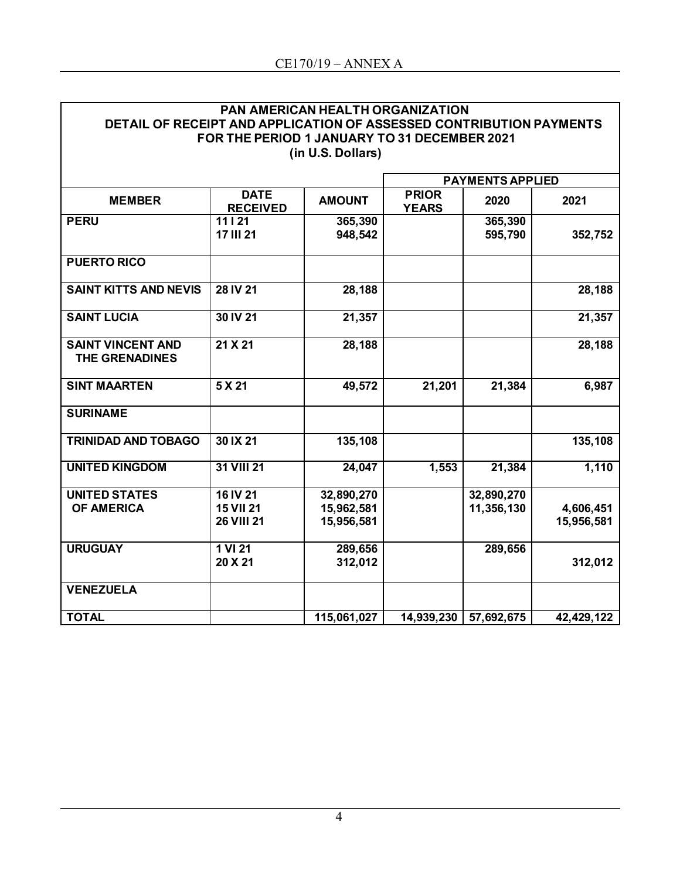**PAN AMERICAN HEALTH ORGANIZATION**
**DETAIL OF RECEIPT AND APPLICATION OF ASSESSED CONTRIBUTION PAYMENTS**
**FOR THE PERIOD 1 JANUARY TO 31 DECEMBER 2021**
**(in U.S. Dollars)**

| MEMBER | DATE RECEIVED | AMOUNT | PAYMENTS APPLIED | | |
|---|---|---|---|---|---|
| | | | PRIOR YEARS | 2020 | 2021 |
| PERU | 11 I 21 | 365,390 | | 365,390 | |
| | 17 III 21 | 948,542 | | 595,790 | 352,752 |
| PUERTO RICO | | | | | |
| SAINT KITTS AND NEVIS | 28 IV 21 | 28,188 | | | 28,188 |
| SAINT LUCIA | 30 IV 21 | 21,357 | | | 21,357 |
| SAINT VINCENT AND THE GRENADINES | 21 X 21 | 28,188 | | | 28,188 |
| SINT MAARTEN | 5 X 21 | 49,572 | 21,201 | 21,384 | 6,987 |
| SURINAME | | | | | |
| TRINIDAD AND TOBAGO | 30 IX 21 | 135,108 | | | 135,108 |
| UNITED KINGDOM | 31 VIII 21 | 24,047 | 1,553 | 21,384 | 1,110 |
| UNITED STATES OF AMERICA | 16 IV 21 | 32,890,270 | | 32,890,270 | |
| | 15 VII 21 | 15,962,581 | | 11,356,130 | 4,606,451 |
| | 26 VIII 21 | 15,956,581 | | | 15,956,581 |
| URUGUAY | 1 VI 21 | 289,656 | | 289,656 | |
| | 20 X 21 | 312,012 | | | 312,012 |
| VENEZUELA | | | | | |
| TOTAL | | 115,061,027 | 14,939,230 | 57,692,675 | 42,429,122 |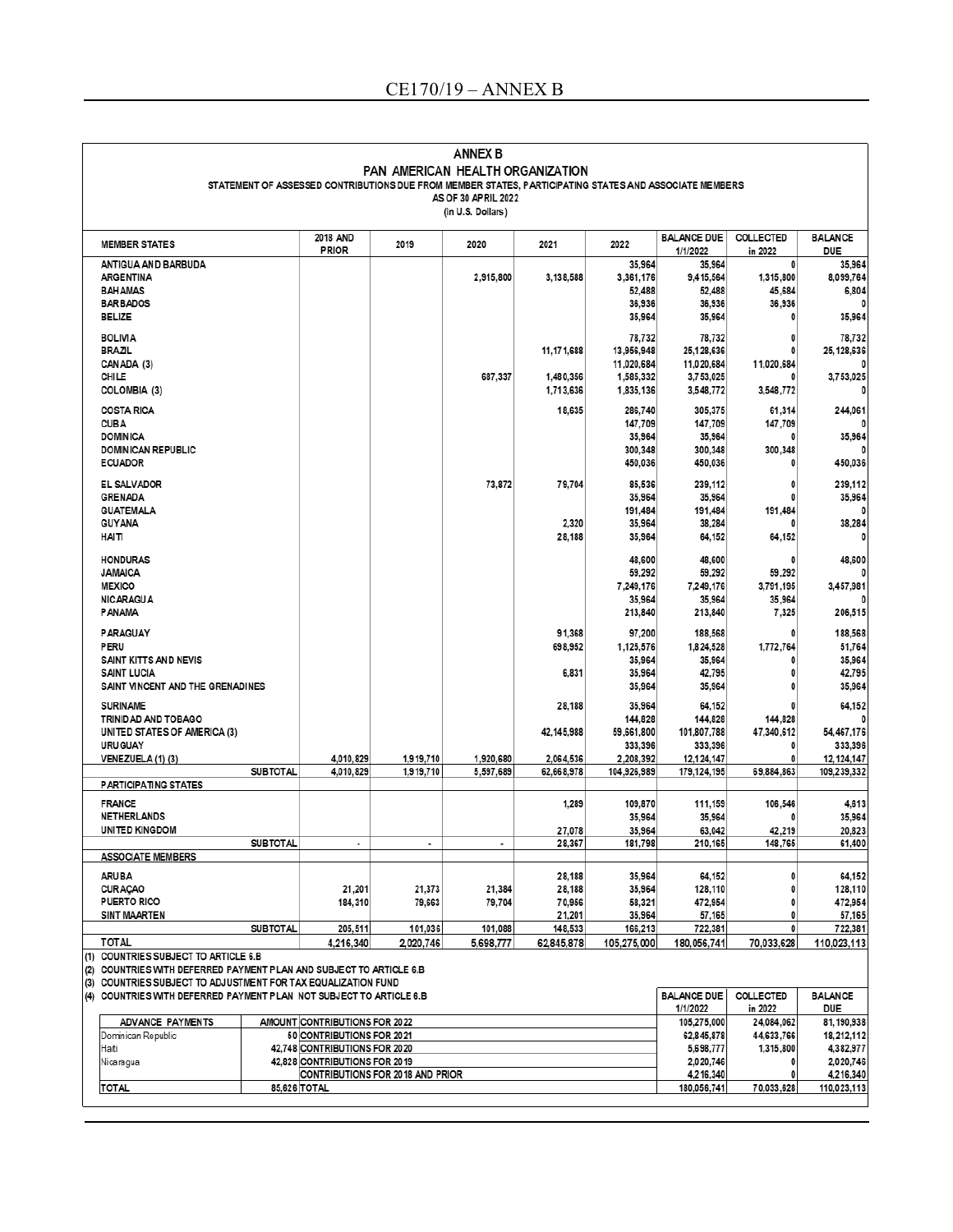# ANNEX B

## PAN AMERICAN HEALTH ORGANIZATION

STATEMENT OF ASSESSED CONTRIBUTIONS DUE FROM MEMBER STATES, PARTICIPATING STATES AND ASSOCIATE MEMBERS
AS OF 30 APRIL 2022
(in U.S. Dollars)

| MEMBER STATES | 2018 AND PRIOR | 2019 | 2020 | 2021 | 2022 | BALANCE DUE 1/1/2022 | COLLECTED in 2022 | BALANCE DUE |
|---|---|---|---|---|---|---|---|---|
| ANTIGUA AND BARBUDA | | | | | 35,964 | 35,964 | 0 | 35,964 |
| ARGENTINA | | | 2,915,800 | 3,138,588 | 3,361,176 | 9,415,564 | 1,315,800 | 8,099,764 |
| BAHAMAS | | | | | 52,488 | 52,488 | 45,684 | 6,804 |
| BARBADOS | | | | | 36,936 | 36,936 | 36,936 | 0 |
| BELIZE | | | | | 35,964 | 35,964 | 0 | 35,964 |
| BOLIVIA | | | | | 78,732 | 78,732 | 0 | 78,732 |
| BRAZIL | | | | 11,171,688 | 13,956,948 | 25,128,636 | 0 | 25,128,636 |
| CANADA (3) | | | | | 11,020,684 | 11,020,684 | 11,020,684 | 0 |
| CHILE | | | 687,337 | 1,480,356 | 1,585,332 | 3,753,025 | 0 | 3,753,025 |
| COLOMBIA (3) | | | | 1,713,636 | 1,835,136 | 3,548,772 | 3,548,772 | 0 |
| COSTA RICA | | | | 18,635 | 286,740 | 305,375 | 61,314 | 244,061 |
| CUBA | | | | | 147,709 | 147,709 | 147,709 | 0 |
| DOMINICA | | | | | 35,964 | 35,964 | 0 | 35,964 |
| DOMINICAN REPUBLIC | | | | | 300,348 | 300,348 | 300,348 | 0 |
| ECUADOR | | | | | 450,036 | 450,036 | 0 | 450,036 |
| EL SALVADOR | | | 73,872 | 79,704 | 85,536 | 239,112 | 0 | 239,112 |
| GRENADA | | | | | 35,964 | 35,964 | 0 | 35,964 |
| GUATEMALA | | | | | 191,484 | 191,484 | 191,484 | 0 |
| GUYANA | | | | 2,320 | 35,964 | 38,284 | 0 | 38,284 |
| HAITI | | | | 28,188 | 35,964 | 64,152 | 64,152 | 0 |
| HONDURAS | | | | | 48,600 | 48,600 | 0 | 48,600 |
| JAMAICA | | | | | 59,292 | 59,292 | 59,292 | 0 |
| MEXICO | | | | | 7,249,176 | 7,249,176 | 3,791,195 | 3,457,981 |
| NICARAGUA | | | | | 35,964 | 35,964 | 35,964 | 0 |
| PANAMA | | | | | 213,840 | 213,840 | 7,325 | 206,515 |
| PARAGUAY | | | | 91,368 | 97,200 | 188,568 | 0 | 188,568 |
| PERU | | | | 698,952 | 1,125,576 | 1,824,528 | 1,772,764 | 51,764 |
| SAINT KITTS AND NEVIS | | | | | 35,964 | 35,964 | 0 | 35,964 |
| SAINT LUCIA | | | | 6,831 | 35,964 | 42,795 | 0 | 42,795 |
| SAINT VINCENT AND THE GRENADINES | | | | | 35,964 | 35,964 | 0 | 35,964 |
| SURINAME | | | | 28,188 | 35,964 | 64,152 | 0 | 64,152 |
| TRINIDAD AND TOBAGO | | | | | 144,828 | 144,828 | 144,828 | 0 |
| UNITED STATES OF AMERICA (3) | | | | 42,145,988 | 59,661,800 | 101,807,788 | 47,340,612 | 54,467,176 |
| URUGUAY | | | | | 333,396 | 333,396 | 0 | 333,396 |
| VENEZUELA (1) (3) | 4,010,829 | 1,919,710 | 1,920,680 | 2,064,536 | 2,208,392 | 12,124,147 | 0 | 12,124,147 |
| SUBTOTAL | 4,010,829 | 1,919,710 | 5,597,689 | 62,668,978 | 104,926,989 | 179,124,195 | 69,884,863 | 109,239,332 |
| **PARTICIPATING STATES** | | | | | | | | |
| FRANCE | | | | 1,289 | 109,870 | 111,159 | 106,546 | 4,613 |
| NETHERLANDS | | | | | 35,964 | 35,964 | 0 | 35,964 |
| UNITED KINGDOM | | | | 27,078 | 35,964 | 63,042 | 42,219 | 20,823 |
| SUBTOTAL | - | - | - | 28,367 | 181,798 | 210,165 | 148,765 | 61,400 |
| **ASSOCIATE MEMBERS** | | | | | | | | |
| ARUBA | | | | 28,188 | 35,964 | 64,152 | 0 | 64,152 |
| CURAÇAO | 21,201 | 21,373 | 21,384 | 28,188 | 35,964 | 128,110 | 0 | 128,110 |
| PUERTO RICO | 184,310 | 79,663 | 79,704 | 70,956 | 58,321 | 472,954 | 0 | 472,954 |
| SINT MAARTEN | | | | 21,201 | 35,964 | 57,165 | 0 | 57,165 |
| SUBTOTAL | 205,511 | 101,036 | 101,088 | 148,533 | 166,213 | 722,381 | 0 | 722,381 |
| **TOTAL** | 4,216,340 | 2,020,746 | 5,698,777 | 62,845,878 | 105,275,000 | 180,056,741 | 70,033,628 | 110,023,113 |

(1) COUNTRIES SUBJECT TO ARTICLE 6.B
(2) COUNTRIES WITH DEFERRED PAYMENT PLAN AND SUBJECT TO ARTICLE 6.B
(3) COUNTRIES SUBJECT TO ADJUSTMENT FOR TAX EQUALIZATION FUND
(4) COUNTRIES WITH DEFERRED PAYMENT PLAN NOT SUBJECT TO ARTICLE 6.B

| ADVANCE PAYMENTS | AMOUNT | | BALANCE DUE 1/1/2022 | COLLECTED in 2022 | BALANCE DUE |
|---|---|---|---|---|---|
| | | CONTRIBUTIONS FOR 2022 | 105,275,000 | 24,084,062 | 81,190,938 |
| Dominican Republic | 50 | CONTRIBUTIONS FOR 2021 | 62,845,878 | 44,633,766 | 18,212,112 |
| Haiti | 42,748 | CONTRIBUTIONS FOR 2020 | 5,698,777 | 1,315,800 | 4,382,977 |
| Nicaragua | 42,828 | CONTRIBUTIONS FOR 2019 | 2,020,746 | 0 | 2,020,746 |
| | | CONTRIBUTIONS FOR 2018 AND PRIOR | 4,216,340 | 0 | 4,216,340 |
| **TOTAL** | 85,626 | TOTAL | 180,056,741 | 70,033,628 | 110,023,113 |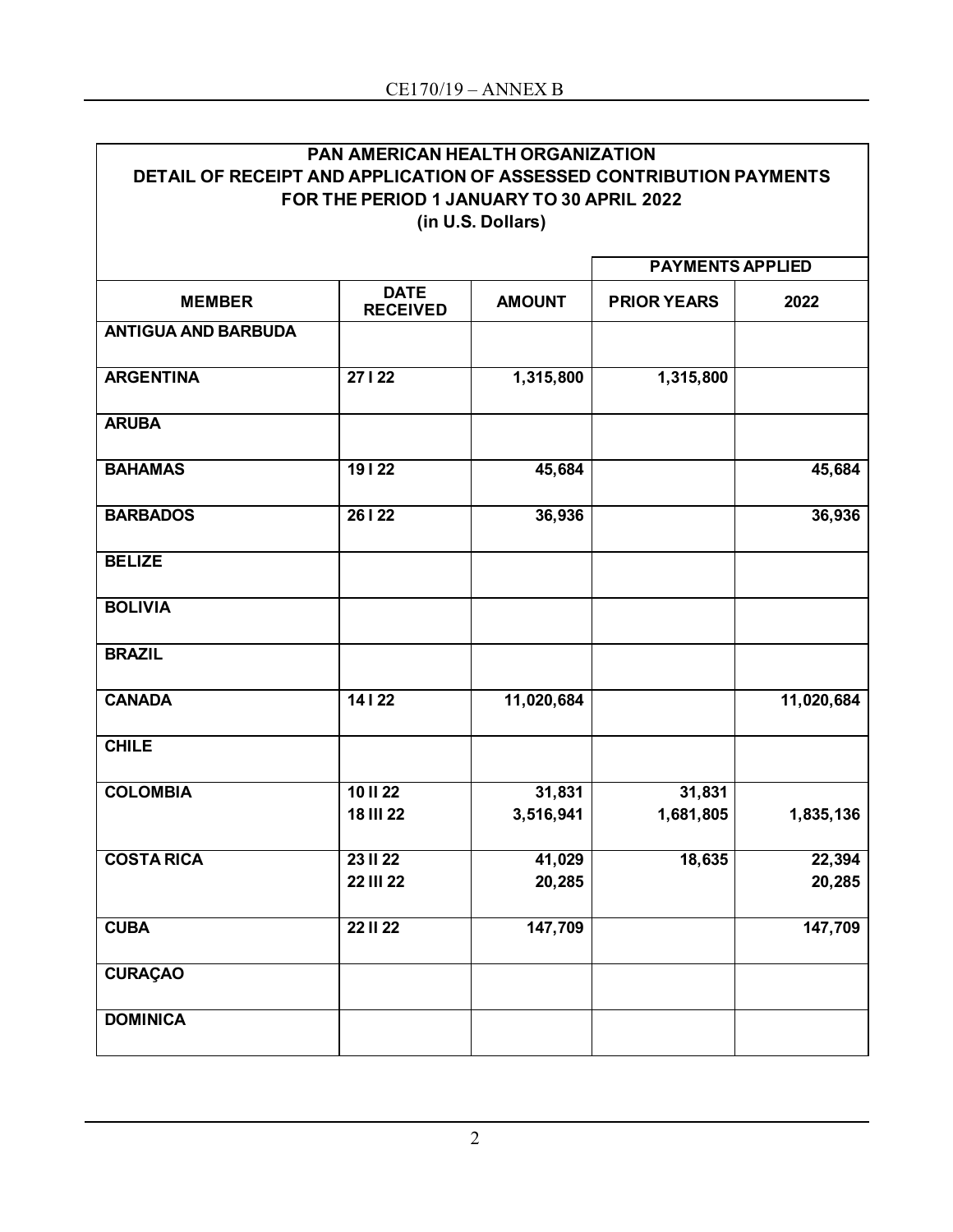| PAN AMERICAN HEALTH ORGANIZATION<br>DETAIL OF RECEIPT AND APPLICATION OF ASSESSED CONTRIBUTION PAYMENTS<br>FOR THE PERIOD 1 JANUARY TO 30 APRIL 2022<br>(in U.S. Dollars) | | | | |
|---|---|---|---|---|
| | | | PAYMENTS APPLIED | |
| MEMBER | DATE RECEIVED | AMOUNT | PRIOR YEARS | 2022 |
| ANTIGUA AND BARBUDA | | | | |
| ARGENTINA | 27 I 22 | 1,315,800 | 1,315,800 | |
| ARUBA | | | | |
| BAHAMAS | 19 I 22 | 45,684 | | 45,684 |
| BARBADOS | 26 I 22 | 36,936 | | 36,936 |
| BELIZE | | | | |
| BOLIVIA | | | | |
| BRAZIL | | | | |
| CANADA | 14 I 22 | 11,020,684 | | 11,020,684 |
| CHILE | | | | |
| COLOMBIA | 10 II 22 | 31,831 | 31,831 | |
| | 18 III 22 | 3,516,941 | 1,681,805 | 1,835,136 |
| COSTA RICA | 23 II 22 | 41,029 | 18,635 | 22,394 |
| | 22 III 22 | 20,285 | | 20,285 |
| CUBA | 22 II 22 | 147,709 | | 147,709 |
| CURAÇAO | | | | |
| DOMINICA | | | | |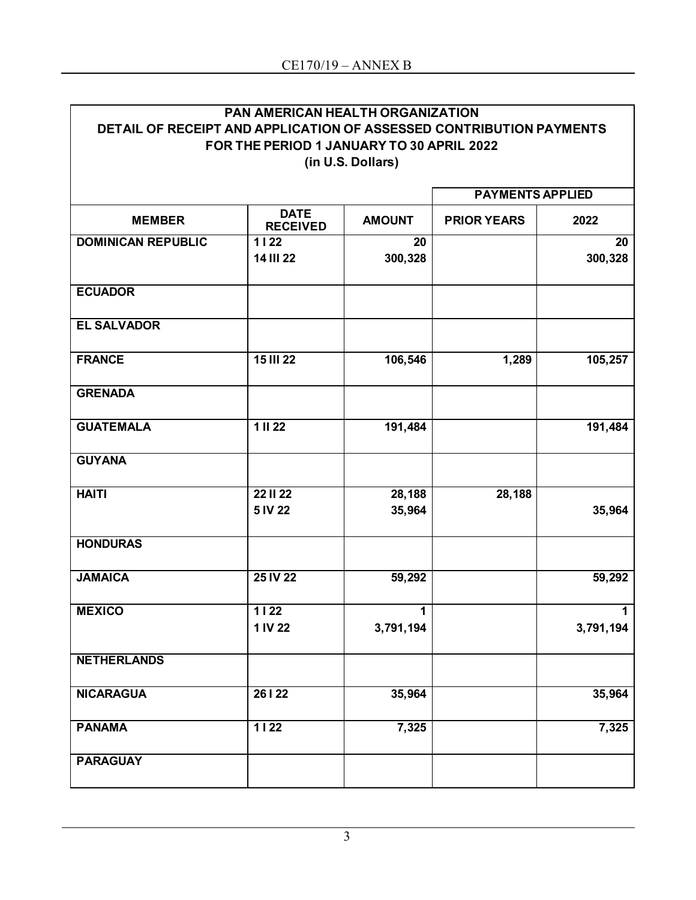| PAN AMERICAN HEALTH ORGANIZATION<br>DETAIL OF RECEIPT AND APPLICATION OF ASSESSED CONTRIBUTION PAYMENTS<br>FOR THE PERIOD 1 JANUARY TO 30 APRIL 2022<br>(in U.S. Dollars) | | | | |
|---|---|---|---|---|
| | | | PAYMENTS APPLIED | |
| MEMBER | DATE RECEIVED | AMOUNT | PRIOR YEARS | 2022 |
| DOMINICAN REPUBLIC | 1 I 22<br>14 III 22 | 20<br>300,328 | | 20<br>300,328 |
| ECUADOR | | | | |
| EL SALVADOR | | | | |
| FRANCE | 15 III 22 | 106,546 | 1,289 | 105,257 |
| GRENADA | | | | |
| GUATEMALA | 1 II 22 | 191,484 | | 191,484 |
| GUYANA | | | | |
| HAITI | 22 II 22<br>5 IV 22 | 28,188<br>35,964 | 28,188 | <br>35,964 |
| HONDURAS | | | | |
| JAMAICA | 25 IV 22 | 59,292 | | 59,292 |
| MEXICO | 1 I 22<br>1 IV 22 | 1<br>3,791,194 | | 1<br>3,791,194 |
| NETHERLANDS | | | | |
| NICARAGUA | 26 I 22 | 35,964 | | 35,964 |
| PANAMA | 1 I 22 | 7,325 | | 7,325 |
| PARAGUAY | | | | |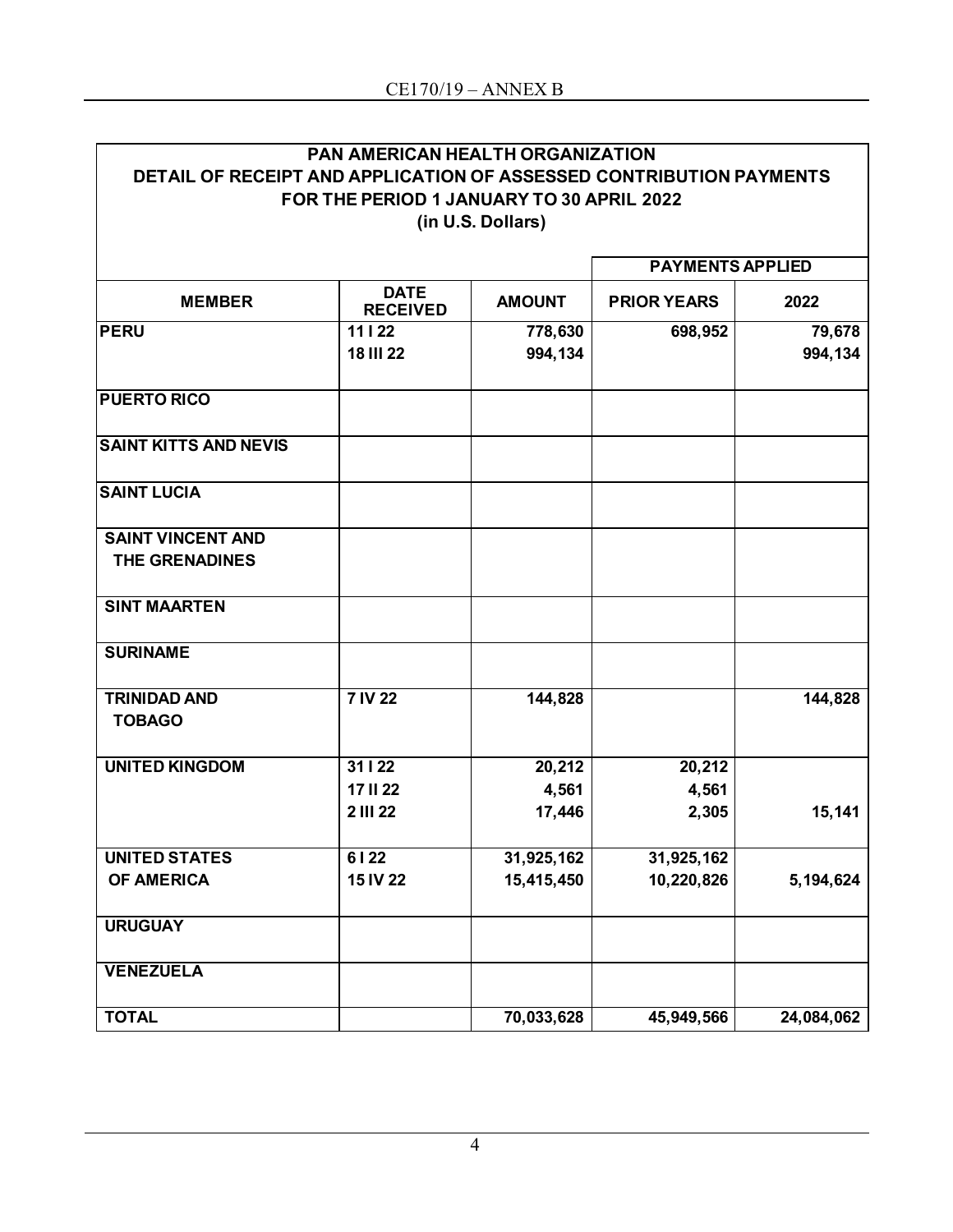CE170/19 – ANNEX B

**PAN AMERICAN HEALTH ORGANIZATION**
**DETAIL OF RECEIPT AND APPLICATION OF ASSESSED CONTRIBUTION PAYMENTS**
**FOR THE PERIOD 1 JANUARY TO 30 APRIL 2022**
**(in U.S. Dollars)**

| MEMBER | DATE RECEIVED | AMOUNT | PAYMENTS APPLIED | |
|---|---|---|---|---|
| | | | PRIOR YEARS | 2022 |
| PERU | 11 I 22 | 778,630 | 698,952 | 79,678 |
| | 18 III 22 | 994,134 | | 994,134 |
| PUERTO RICO | | | | |
| SAINT KITTS AND NEVIS | | | | |
| SAINT LUCIA | | | | |
| SAINT VINCENT AND THE GRENADINES | | | | |
| SINT MAARTEN | | | | |
| SURINAME | | | | |
| TRINIDAD AND TOBAGO | 7 IV 22 | 144,828 | | 144,828 |
| UNITED KINGDOM | 31 I 22 | 20,212 | 20,212 | |
| | 17 II 22 | 4,561 | 4,561 | |
| | 2 III 22 | 17,446 | 2,305 | 15,141 |
| UNITED STATES OF AMERICA | 6 I 22 | 31,925,162 | 31,925,162 | |
| | 15 IV 22 | 15,415,450 | 10,220,826 | 5,194,624 |
| URUGUAY | | | | |
| VENEZUELA | | | | |
| TOTAL | | 70,033,628 | 45,949,566 | 24,084,062 |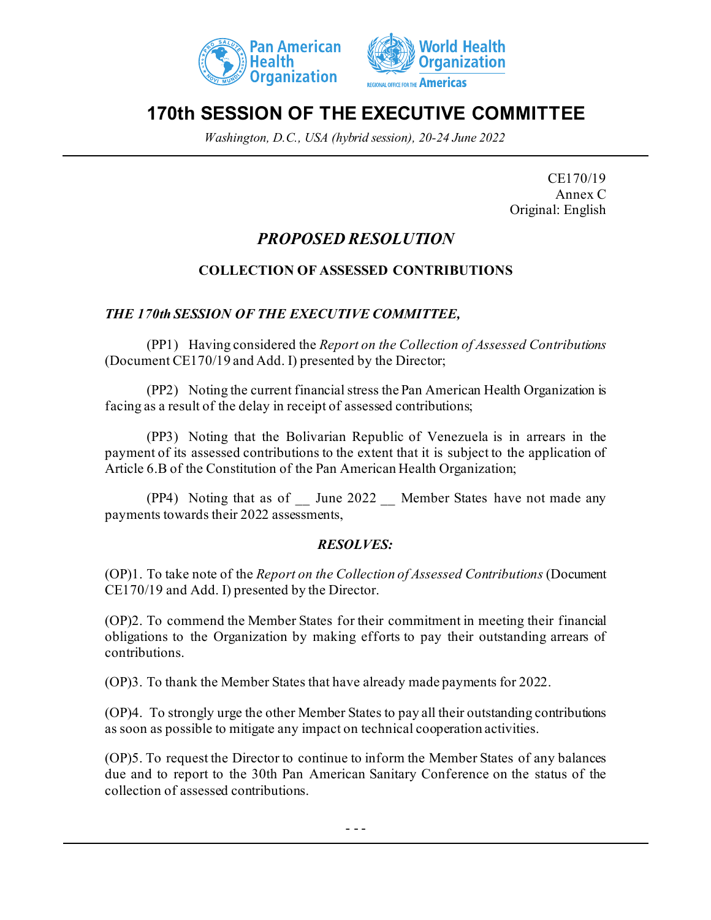# 170th SESSION OF THE EXECUTIVE COMMITTEE

*Washington, D.C., USA (hybrid session), 20-24 June 2022*

CE170/19
Annex C
Original: English

## *PROPOSED RESOLUTION*

### COLLECTION OF ASSESSED CONTRIBUTIONS

***THE 170th SESSION OF THE EXECUTIVE COMMITTEE,***

(PP1) Having considered the *Report on the Collection of Assessed Contributions* (Document CE170/19 and Add. I) presented by the Director;

(PP2) Noting the current financial stress the Pan American Health Organization is facing as a result of the delay in receipt of assessed contributions;

(PP3) Noting that the Bolivarian Republic of Venezuela is in arrears in the payment of its assessed contributions to the extent that it is subject to the application of Article 6.B of the Constitution of the Pan American Health Organization;

(PP4) Noting that as of __ June 2022 __ Member States have not made any payments towards their 2022 assessments,

***RESOLVES:***

(OP)1. To take note of the *Report on the Collection of Assessed Contributions* (Document CE170/19 and Add. I) presented by the Director.

(OP)2. To commend the Member States for their commitment in meeting their financial obligations to the Organization by making efforts to pay their outstanding arrears of contributions.

(OP)3. To thank the Member States that have already made payments for 2022.

(OP)4. To strongly urge the other Member States to pay all their outstanding contributions as soon as possible to mitigate any impact on technical cooperation activities.

(OP)5. To request the Director to continue to inform the Member States of any balances due and to report to the 30th Pan American Sanitary Conference on the status of the collection of assessed contributions.

- - -